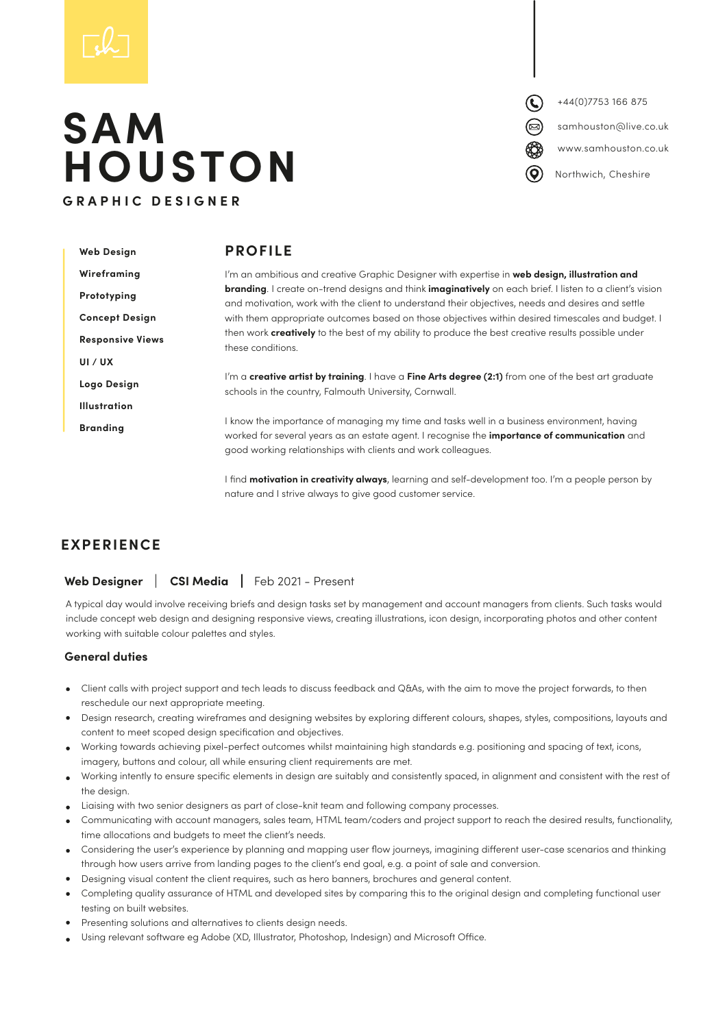# SAM HOUSTON

**GRAPHIC DESIGNER**

+44(0)7753 166 875

samhouston@live.co.uk

www.samhouston.co.uk

Northwich, Cheshire

**Web Design**

**Wireframing**

**Prototyping**

**Concept Design**

**Responsive Views**

**UI / UX**

**Logo Design**

**Illustration**

**Branding**

## PROFILE

I'm an ambitious and creative Graphic Designer with expertise in **web design, illustration and branding**. I create on-trend designs and think **imaginatively** on each brief. I listen to a client's vision and motivation, work with the client to understand their objectives, needs and desires and settle with them appropriate outcomes based on those objectives within desired timescales and budget. I then work **creatively** to the best of my ability to produce the best creative results possible under these conditions.

I'm a **creative artist by training**. I have a **Fine Arts degree (2:1)** from one of the best art graduate schools in the country, Falmouth University, Cornwall.

I know the importance of managing my time and tasks well in a business environment, having worked for several years as an estate agent. I recognise the **importance of communication** and good working relationships with clients and work colleagues.

I find **motivation in creativity always**, learning and self-development too. I'm a people person by nature and I strive always to give good customer service.

## EXPERIENCE

**Web Designer** | **CSI Media** | Feb 2021 - Present

A typical day would involve receiving briefs and design tasks set by management and account managers from clients. Such tasks would include concept web design and designing responsive views, creating illustrations, icon design, incorporating photos and other content working with suitable colour palettes and styles.

### General duties

- Client calls with project support and tech leads to discuss feedback and Q&As, with the aim to move the project forwards, to then reschedule our next appropriate meeting.
- Design research, creating wireframes and designing websites by exploring different colours, shapes, styles, compositions, layouts and content to meet scoped design specification and objectives.
- Working towards achieving pixel-perfect outcomes whilst maintaining high standards e.g. positioning and spacing of text, icons, imagery, buttons and colour, all while ensuring client requirements are met.
- Working intently to ensure specific elements in design are suitably and consistently spaced, in alignment and consistent with the rest of the design.
- Liaising with two senior designers as part of close-knit team and following company processes.
- Communicating with account managers, sales team, HTML team/coders and project support to reach the desired results, functionality, time allocations and budgets to meet the client's needs.
- Considering the user's experience by planning and mapping user flow journeys, imagining different user-case scenarios and thinking through how users arrive from landing pages to the client's end goal, e.g. a point of sale and conversion.
- Designing visual content the client requires, such as hero banners, brochures and general content.
- Completing quality assurance of HTML and developed sites by comparing this to the original design and completing functional user testing on built websites.
- Presenting solutions and alternatives to clients design needs.
- Using relevant software eg Adobe (XD, Illustrator, Photoshop, Indesign) and Microsoft Office.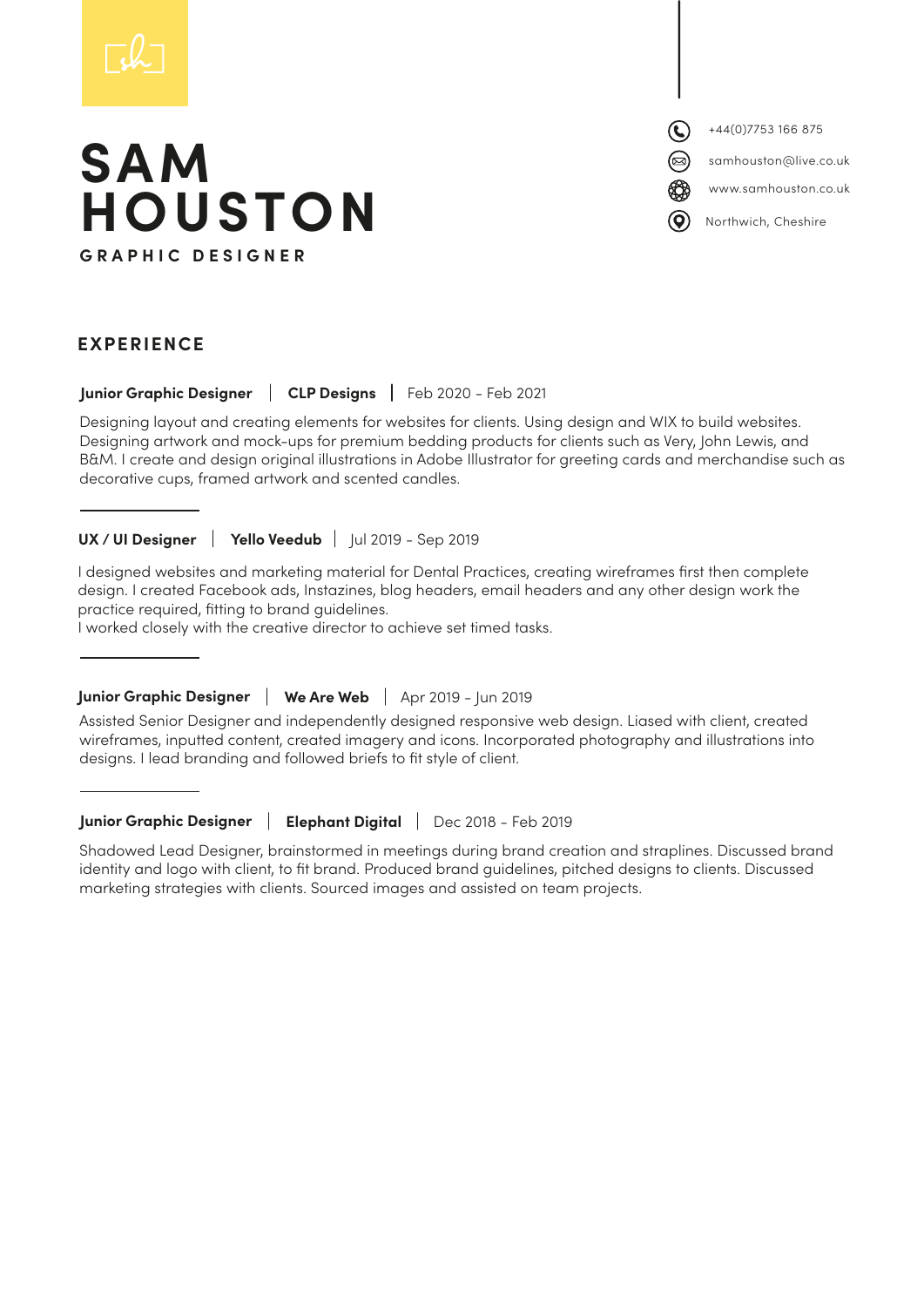# SAM HOUSTON

**GRAPHIC DESIGNER**

+44(0)7753 166 875
samhouston@live.co.uk
www.samhouston.co.uk
Northwich, Cheshire

## EXPERIENCE

**Junior Graphic Designer** | **CLP Designs** | Feb 2020 - Feb 2021

Designing layout and creating elements for websites for clients. Using design and WIX to build websites. Designing artwork and mock-ups for premium bedding products for clients such as Very, John Lewis, and B&M. I create and design original illustrations in Adobe Illustrator for greeting cards and merchandise such as decorative cups, framed artwork and scented candles.

---

**UX / UI Designer** | **Yello Veedub** | Jul 2019 - Sep 2019

I designed websites and marketing material for Dental Practices, creating wireframes first then complete design. I created Facebook ads, Instazines, blog headers, email headers and any other design work the practice required, fitting to brand guidelines.
I worked closely with the creative director to achieve set timed tasks.

---

**Junior Graphic Designer** | **We Are Web** | Apr 2019 - Jun 2019

Assisted Senior Designer and independently designed responsive web design. Liased with client, created wireframes, inputted content, created imagery and icons. Incorporated photography and illustrations into designs. I lead branding and followed briefs to fit style of client.

---

**Junior Graphic Designer** | **Elephant Digital** | Dec 2018 - Feb 2019

Shadowed Lead Designer, brainstormed in meetings during brand creation and straplines. Discussed brand identity and logo with client, to fit brand. Produced brand guidelines, pitched designs to clients. Discussed marketing strategies with clients. Sourced images and assisted on team projects.